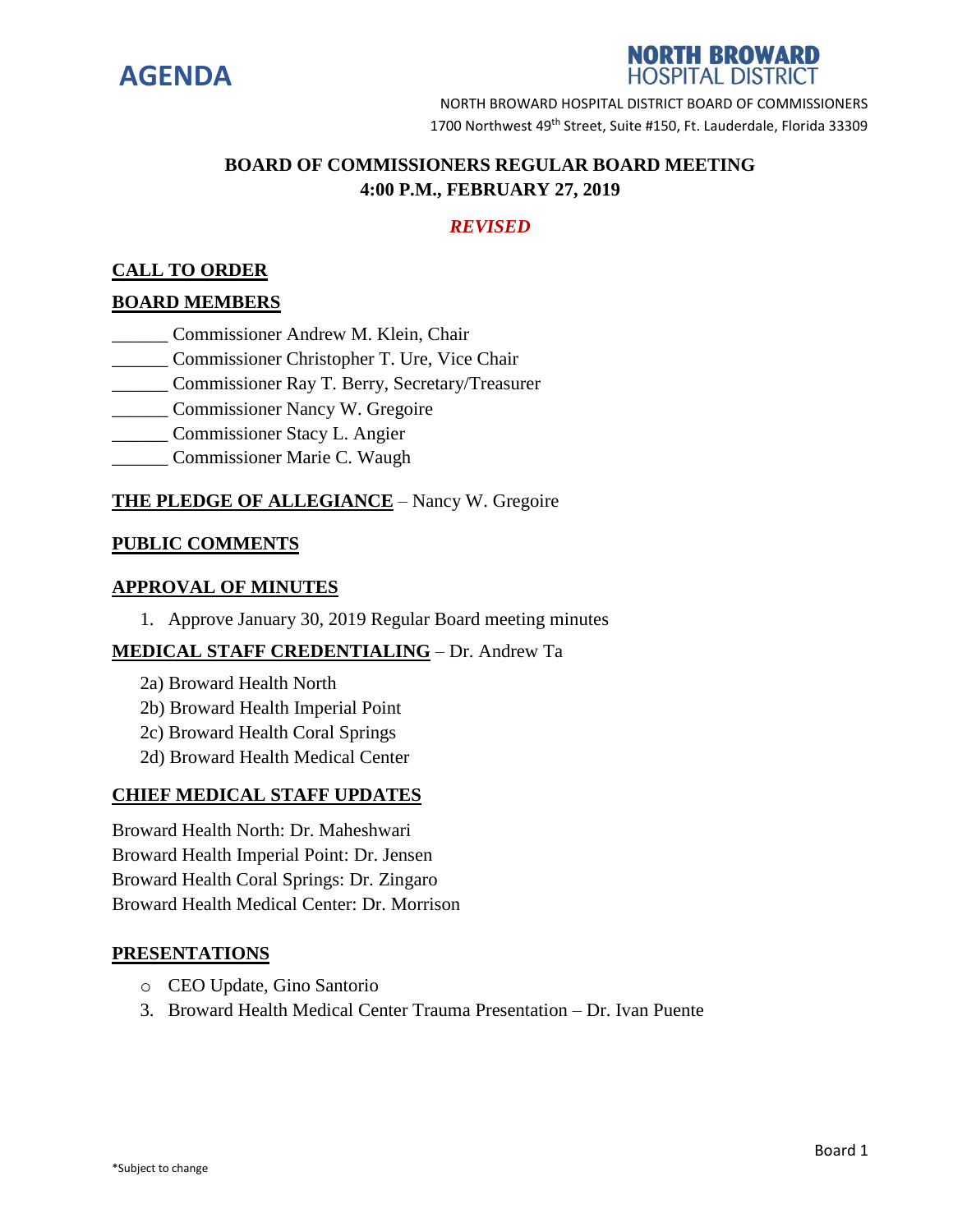# AGENDA

**NORTH BROWARD HOSPITAL DISTRICT**

NORTH BROWARD HOSPITAL DISTRICT BOARD OF COMMISSIONERS
1700 Northwest 49th Street, Suite #150, Ft. Lauderdale, Florida 33309

## BOARD OF COMMISSIONERS REGULAR BOARD MEETING
## 4:00 P.M., FEBRUARY 27, 2019

***REVISED***

**CALL TO ORDER**

**BOARD MEMBERS**

______ Commissioner Andrew M. Klein, Chair
______ Commissioner Christopher T. Ure, Vice Chair
______ Commissioner Ray T. Berry, Secretary/Treasurer
______ Commissioner Nancy W. Gregoire
______ Commissioner Stacy L. Angier
______ Commissioner Marie C. Waugh

**THE PLEDGE OF ALLEGIANCE** – Nancy W. Gregoire

**PUBLIC COMMENTS**

**APPROVAL OF MINUTES**

1. Approve January 30, 2019 Regular Board meeting minutes

**MEDICAL STAFF CREDENTIALING** – Dr. Andrew Ta

2a) Broward Health North
2b) Broward Health Imperial Point
2c) Broward Health Coral Springs
2d) Broward Health Medical Center

**CHIEF MEDICAL STAFF UPDATES**

Broward Health North: Dr. Maheshwari
Broward Health Imperial Point: Dr. Jensen
Broward Health Coral Springs: Dr. Zingaro
Broward Health Medical Center: Dr. Morrison

**PRESENTATIONS**

- CEO Update, Gino Santorio

3. Broward Health Medical Center Trauma Presentation – Dr. Ivan Puente

*Subject to change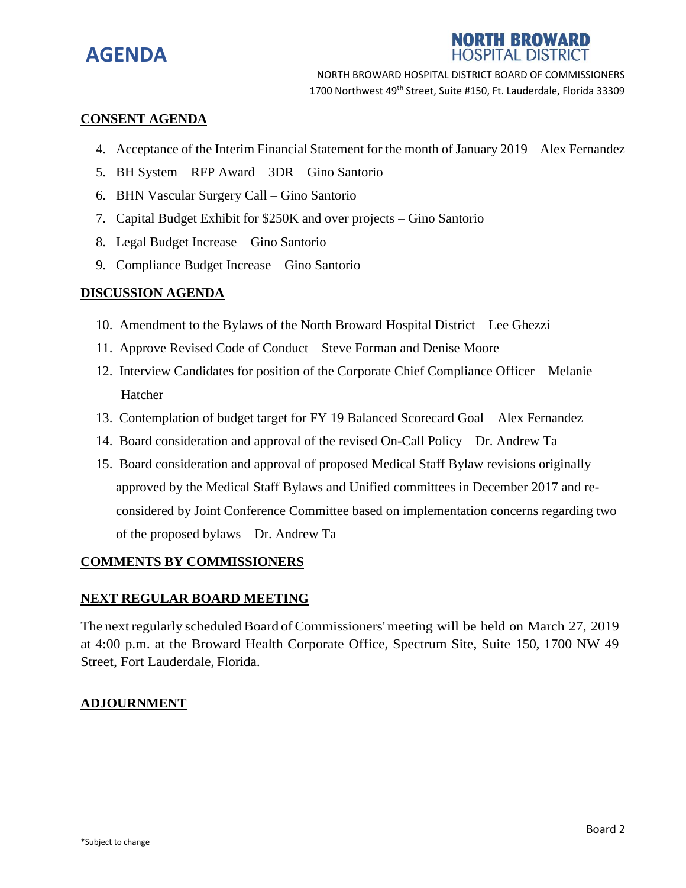# AGENDA

**NORTH BROWARD HOSPITAL DISTRICT**

NORTH BROWARD HOSPITAL DISTRICT BOARD OF COMMISSIONERS
1700 Northwest 49th Street, Suite #150, Ft. Lauderdale, Florida 33309

## CONSENT AGENDA

4. Acceptance of the Interim Financial Statement for the month of January 2019 – Alex Fernandez
5. BH System – RFP Award – 3DR – Gino Santorio
6. BHN Vascular Surgery Call – Gino Santorio
7. Capital Budget Exhibit for $250K and over projects – Gino Santorio
8. Legal Budget Increase – Gino Santorio
9. Compliance Budget Increase – Gino Santorio

## DISCUSSION AGENDA

10. Amendment to the Bylaws of the North Broward Hospital District – Lee Ghezzi
11. Approve Revised Code of Conduct – Steve Forman and Denise Moore
12. Interview Candidates for position of the Corporate Chief Compliance Officer – Melanie Hatcher
13. Contemplation of budget target for FY 19 Balanced Scorecard Goal – Alex Fernandez
14. Board consideration and approval of the revised On-Call Policy – Dr. Andrew Ta
15. Board consideration and approval of proposed Medical Staff Bylaw revisions originally approved by the Medical Staff Bylaws and Unified committees in December 2017 and re-considered by Joint Conference Committee based on implementation concerns regarding two of the proposed bylaws – Dr. Andrew Ta

## COMMENTS BY COMMISSIONERS

## NEXT REGULAR BOARD MEETING

The next regularly scheduled Board of Commissioners' meeting will be held on March 27, 2019 at 4:00 p.m. at the Broward Health Corporate Office, Spectrum Site, Suite 150, 1700 NW 49 Street, Fort Lauderdale, Florida.

## ADJOURNMENT

Board 2

*Subject to change